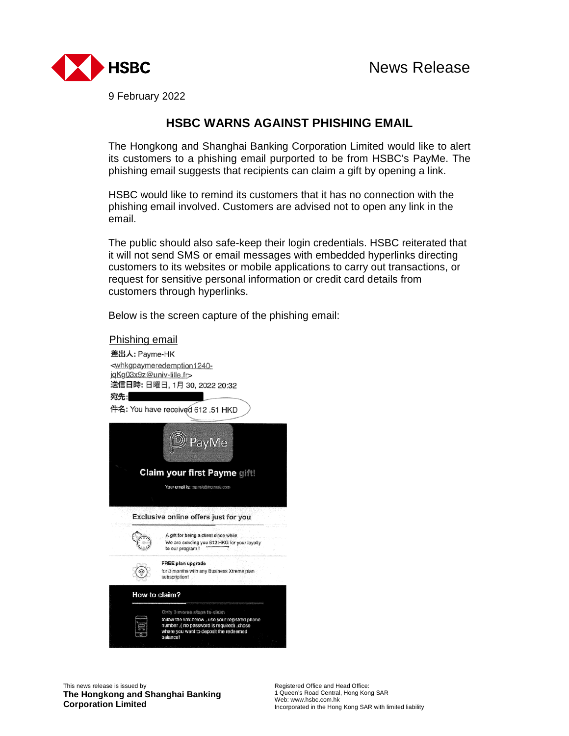News Release

9 February 2022

## HSBC WARNS AGAINST PHISHING EMAIL

The Hongkong and Shanghai Banking Corporation Limited would like to alert its customers to a phishing email purported to be from HSBC's PayMe. The phishing email suggests that recipients can claim a gift by opening a link.

HSBC would like to remind its customers that it has no connection with the phishing email involved. Customers are advised not to open any link in the email.

The public should also safe-keep their login credentials. HSBC reiterated that it will not send SMS or email messages with embedded hyperlinks directing customers to its websites or mobile applications to carry out transactions, or request for sensitive personal information or credit card details from customers through hyperlinks.

Below is the screen capture of the phishing email:

Phishing email

差出人: Payme-HK <whkgpaymeredemption1240-jqKg03x9z@univ-lille.fr>
送信日時: 日曜日, 1月 30, 2022 20:32
宛先:
件名: You have received 612 .51 HKD

PayMe

**Claim your first Payme gift!**

Your email is:

**Exclusive online offers just for you**

A gift for being a client since while
We are sending you 612 HKG for your loyalty to our program !

**FREE plan upgrade**
for 3 months with any Business Xtreme plan subscription!

**How to claim?**

Only 3 mores steps to claim
follow the link below , use your registred phone number ,( no password is required) ,chose where you want to deposit the redeemed balance!

This news release is issued by
**The Hongkong and Shanghai Banking Corporation Limited**

Registered Office and Head Office:
1 Queen's Road Central, Hong Kong SAR
Web: www.hsbc.com.hk
Incorporated in the Hong Kong SAR with limited liability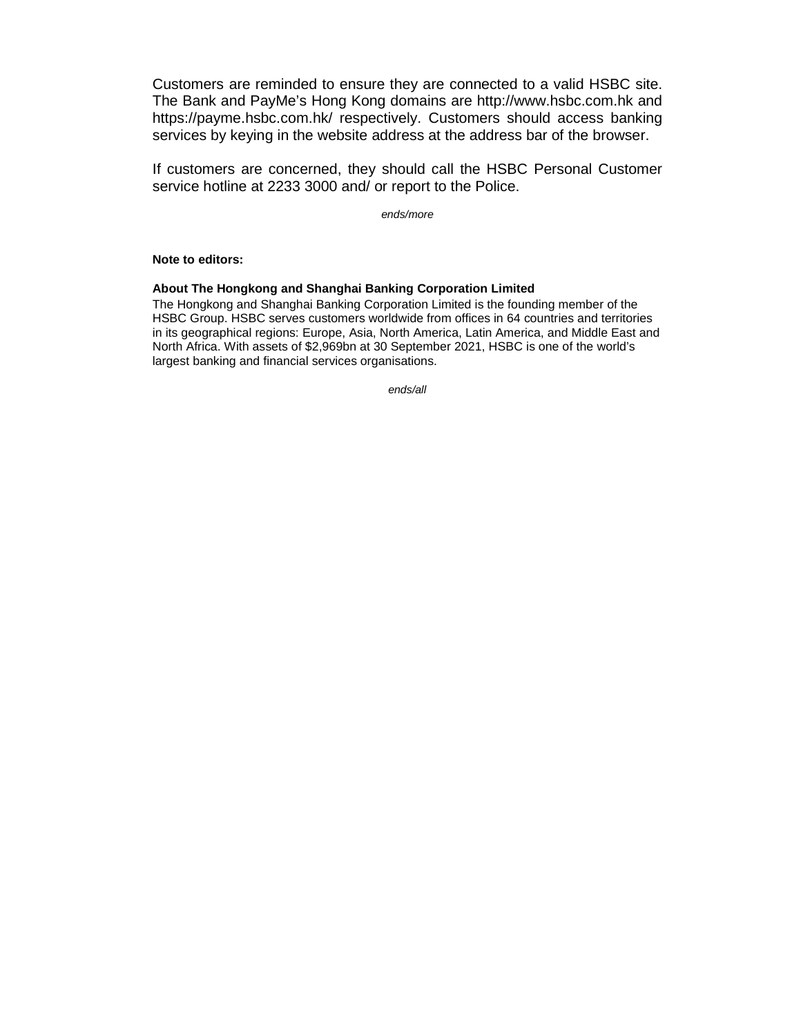Customers are reminded to ensure they are connected to a valid HSBC site. The Bank and PayMe's Hong Kong domains are http://www.hsbc.com.hk and https://payme.hsbc.com.hk/ respectively. Customers should access banking services by keying in the website address at the address bar of the browser.

If customers are concerned, they should call the HSBC Personal Customer service hotline at 2233 3000 and/ or report to the Police.

*ends/more*

**Note to editors:**

**About The Hongkong and Shanghai Banking Corporation Limited**

The Hongkong and Shanghai Banking Corporation Limited is the founding member of the HSBC Group. HSBC serves customers worldwide from offices in 64 countries and territories in its geographical regions: Europe, Asia, North America, Latin America, and Middle East and North Africa. With assets of $2,969bn at 30 September 2021, HSBC is one of the world's largest banking and financial services organisations.

*ends/all*